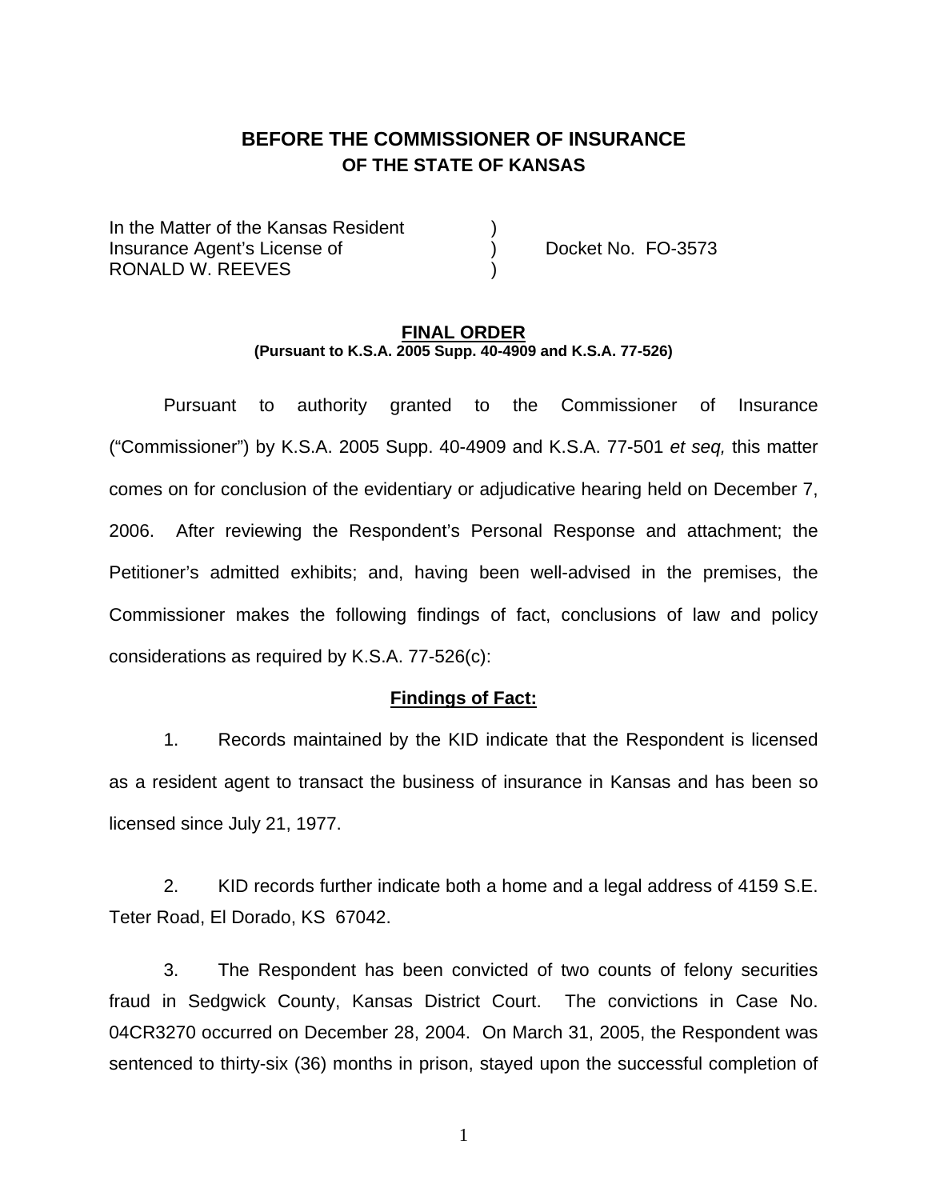# BEFORE THE COMMISSIONER OF INSURANCE
## OF THE STATE OF KANSAS

| | | |
|---|---|---|
| In the Matter of the Kansas Resident | ) | |
| Insurance Agent's License of | ) | Docket No. FO-3573 |
| RONALD W. REEVES | ) | |

**FINAL ORDER**
**(Pursuant to K.S.A. 2005 Supp. 40-4909 and K.S.A. 77-526)**

Pursuant to authority granted to the Commissioner of Insurance ("Commissioner") by K.S.A. 2005 Supp. 40-4909 and K.S.A. 77-501 *et seq,* this matter comes on for conclusion of the evidentiary or adjudicative hearing held on December 7, 2006. After reviewing the Respondent's Personal Response and attachment; the Petitioner's admitted exhibits; and, having been well-advised in the premises, the Commissioner makes the following findings of fact, conclusions of law and policy considerations as required by K.S.A. 77-526(c):

**Findings of Fact:**

1. Records maintained by the KID indicate that the Respondent is licensed as a resident agent to transact the business of insurance in Kansas and has been so licensed since July 21, 1977.

2. KID records further indicate both a home and a legal address of 4159 S.E. Teter Road, El Dorado, KS 67042.

3. The Respondent has been convicted of two counts of felony securities fraud in Sedgwick County, Kansas District Court. The convictions in Case No. 04CR3270 occurred on December 28, 2004. On March 31, 2005, the Respondent was sentenced to thirty-six (36) months in prison, stayed upon the successful completion of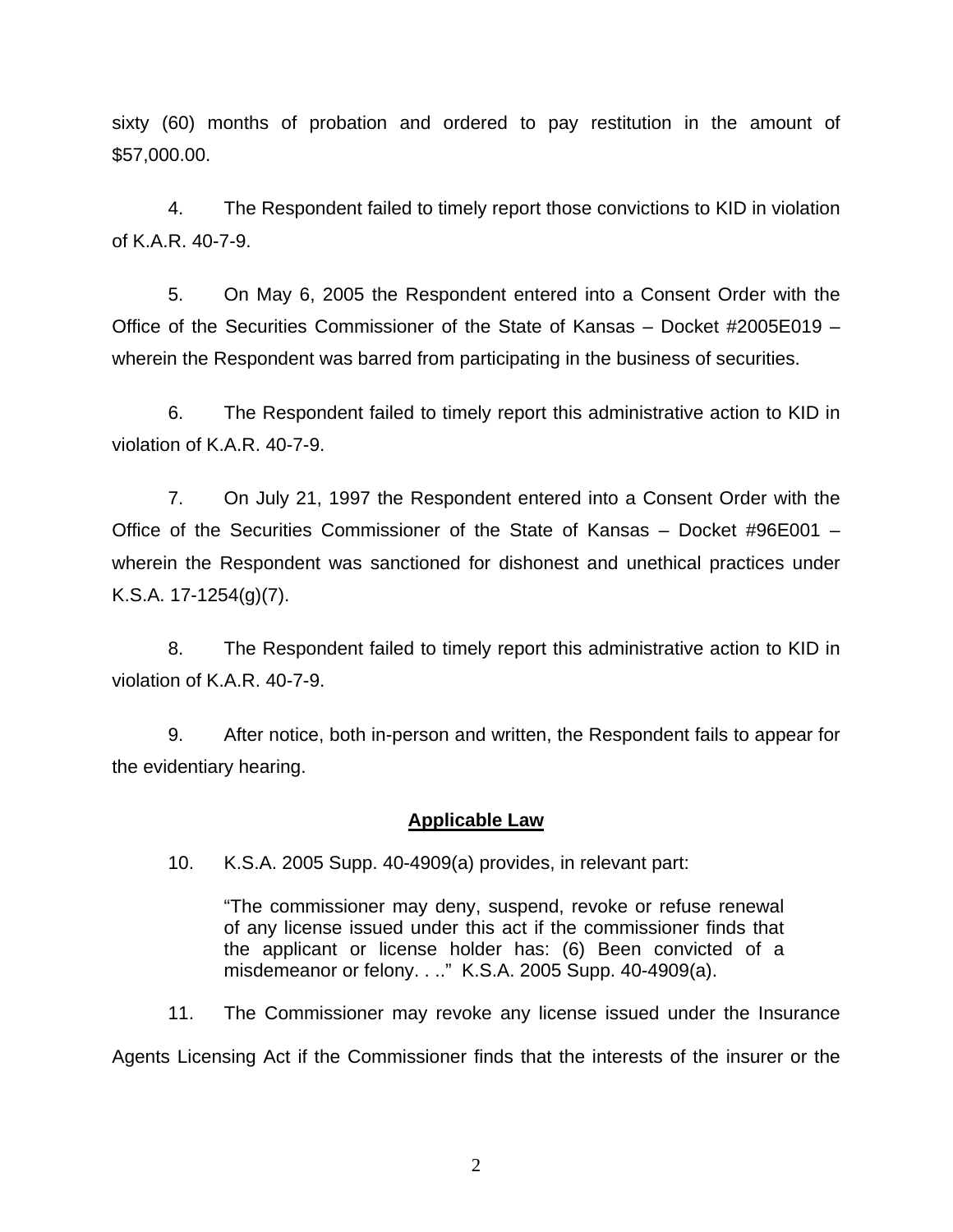sixty (60) months of probation and ordered to pay restitution in the amount of $57,000.00.

4. The Respondent failed to timely report those convictions to KID in violation of K.A.R. 40-7-9.

5. On May 6, 2005 the Respondent entered into a Consent Order with the Office of the Securities Commissioner of the State of Kansas – Docket #2005E019 – wherein the Respondent was barred from participating in the business of securities.

6. The Respondent failed to timely report this administrative action to KID in violation of K.A.R. 40-7-9.

7. On July 21, 1997 the Respondent entered into a Consent Order with the Office of the Securities Commissioner of the State of Kansas – Docket #96E001 – wherein the Respondent was sanctioned for dishonest and unethical practices under K.S.A. 17-1254(g)(7).

8. The Respondent failed to timely report this administrative action to KID in violation of K.A.R. 40-7-9.

9. After notice, both in-person and written, the Respondent fails to appear for the evidentiary hearing.

## Applicable Law

10. K.S.A. 2005 Supp. 40-4909(a) provides, in relevant part:

> "The commissioner may deny, suspend, revoke or refuse renewal of any license issued under this act if the commissioner finds that the applicant or license holder has: (6) Been convicted of a misdemeanor or felony. . .." K.S.A. 2005 Supp. 40-4909(a).

11. The Commissioner may revoke any license issued under the Insurance Agents Licensing Act if the Commissioner finds that the interests of the insurer or the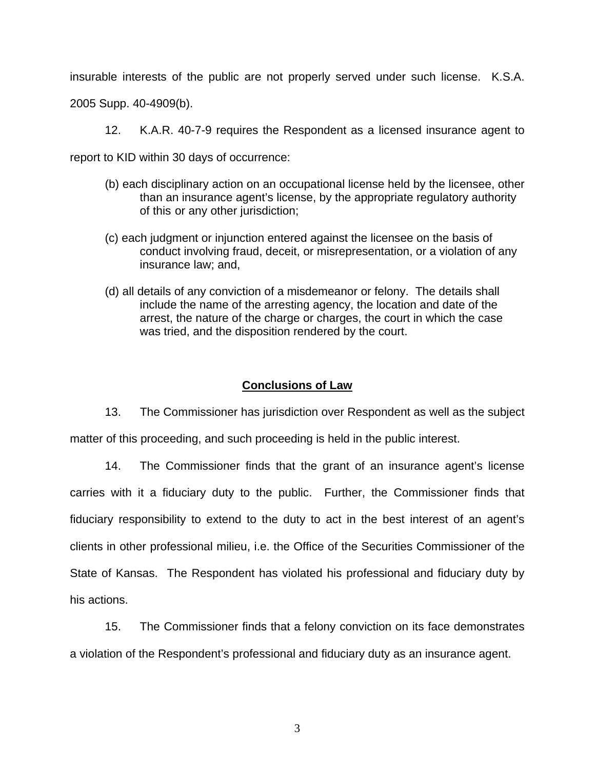insurable interests of the public are not properly served under such license. K.S.A. 2005 Supp. 40-4909(b).

12. K.A.R. 40-7-9 requires the Respondent as a licensed insurance agent to report to KID within 30 days of occurrence:

(b) each disciplinary action on an occupational license held by the licensee, other than an insurance agent's license, by the appropriate regulatory authority of this or any other jurisdiction;

(c) each judgment or injunction entered against the licensee on the basis of conduct involving fraud, deceit, or misrepresentation, or a violation of any insurance law; and,

(d) all details of any conviction of a misdemeanor or felony. The details shall include the name of the arresting agency, the location and date of the arrest, the nature of the charge or charges, the court in which the case was tried, and the disposition rendered by the court.

## **Conclusions of Law**

13. The Commissioner has jurisdiction over Respondent as well as the subject matter of this proceeding, and such proceeding is held in the public interest.

14. The Commissioner finds that the grant of an insurance agent's license carries with it a fiduciary duty to the public. Further, the Commissioner finds that fiduciary responsibility to extend to the duty to act in the best interest of an agent's clients in other professional milieu, i.e. the Office of the Securities Commissioner of the State of Kansas. The Respondent has violated his professional and fiduciary duty by his actions.

15. The Commissioner finds that a felony conviction on its face demonstrates a violation of the Respondent's professional and fiduciary duty as an insurance agent.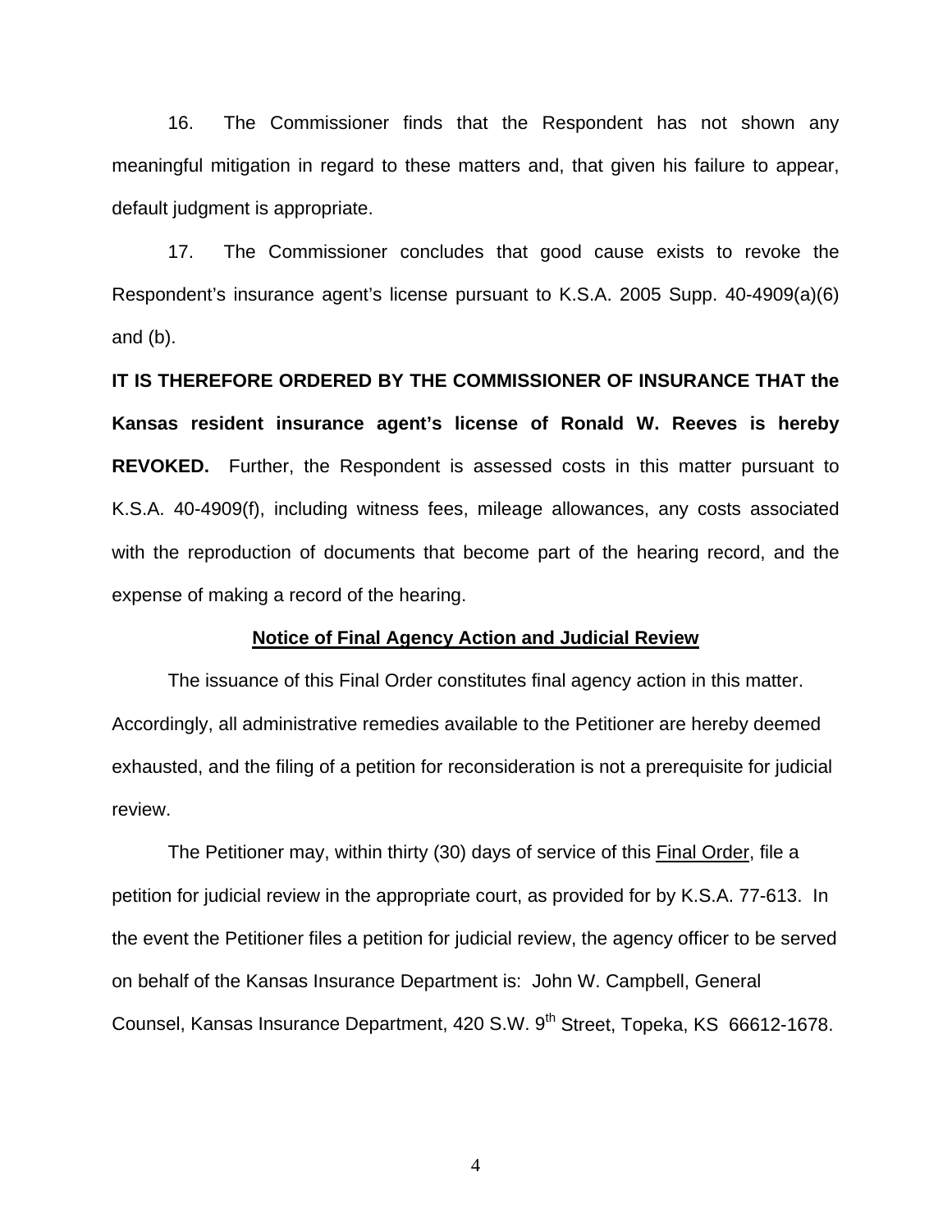16. The Commissioner finds that the Respondent has not shown any meaningful mitigation in regard to these matters and, that given his failure to appear, default judgment is appropriate.

17. The Commissioner concludes that good cause exists to revoke the Respondent's insurance agent's license pursuant to K.S.A. 2005 Supp. 40-4909(a)(6) and (b).

**IT IS THEREFORE ORDERED BY THE COMMISSIONER OF INSURANCE THAT the Kansas resident insurance agent's license of Ronald W. Reeves is hereby REVOKED.** Further, the Respondent is assessed costs in this matter pursuant to K.S.A. 40-4909(f), including witness fees, mileage allowances, any costs associated with the reproduction of documents that become part of the hearing record, and the expense of making a record of the hearing.

**Notice of Final Agency Action and Judicial Review**

The issuance of this Final Order constitutes final agency action in this matter. Accordingly, all administrative remedies available to the Petitioner are hereby deemed exhausted, and the filing of a petition for reconsideration is not a prerequisite for judicial review.

The Petitioner may, within thirty (30) days of service of this Final Order, file a petition for judicial review in the appropriate court, as provided for by K.S.A. 77-613. In the event the Petitioner files a petition for judicial review, the agency officer to be served on behalf of the Kansas Insurance Department is: John W. Campbell, General Counsel, Kansas Insurance Department, 420 S.W. 9th Street, Topeka, KS 66612-1678.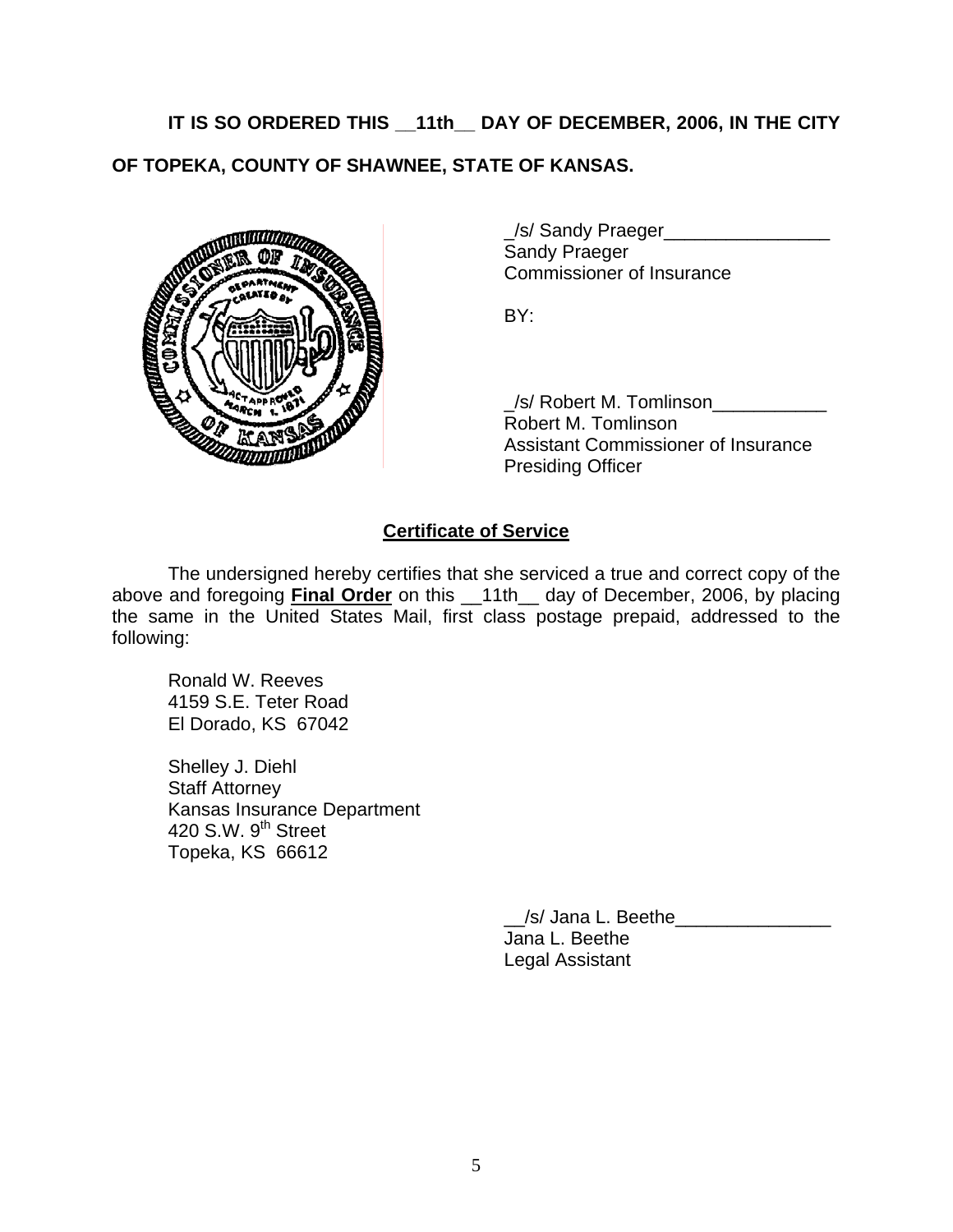**IT IS SO ORDERED THIS __11th__ DAY OF DECEMBER, 2006, IN THE CITY OF TOPEKA, COUNTY OF SHAWNEE, STATE OF KANSAS.**

_/s/ Sandy Praeger________________
Sandy Praeger
Commissioner of Insurance

BY:

_/s/ Robert M. Tomlinson___________
Robert M. Tomlinson
Assistant Commissioner of Insurance
Presiding Officer

## Certificate of Service

The undersigned hereby certifies that she serviced a true and correct copy of the above and foregoing **Final Order** on this __11th__ day of December, 2006, by placing the same in the United States Mail, first class postage prepaid, addressed to the following:

Ronald W. Reeves
4159 S.E. Teter Road
El Dorado, KS 67042

Shelley J. Diehl
Staff Attorney
Kansas Insurance Department
420 S.W. 9th Street
Topeka, KS 66612

__/s/ Jana L. Beethe_______________
Jana L. Beethe
Legal Assistant